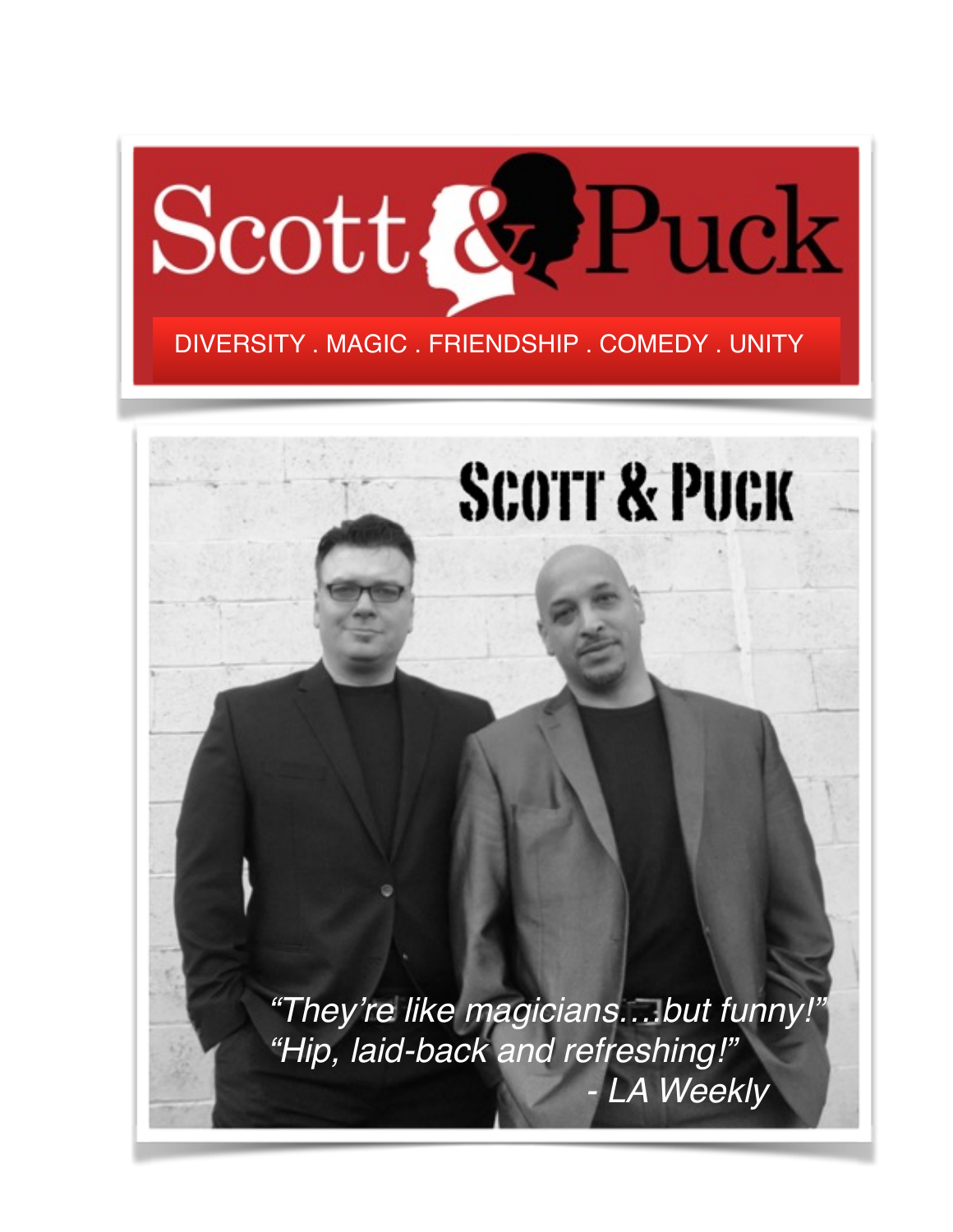# Scott & Puck

DIVERSITY . MAGIC . FRIENDSHIP . COMEDY . UNITY

SCOTT & PUCK

*"They're like magicians….but funny!"*
*"Hip, laid-back and refreshing!"*
*- LA Weekly*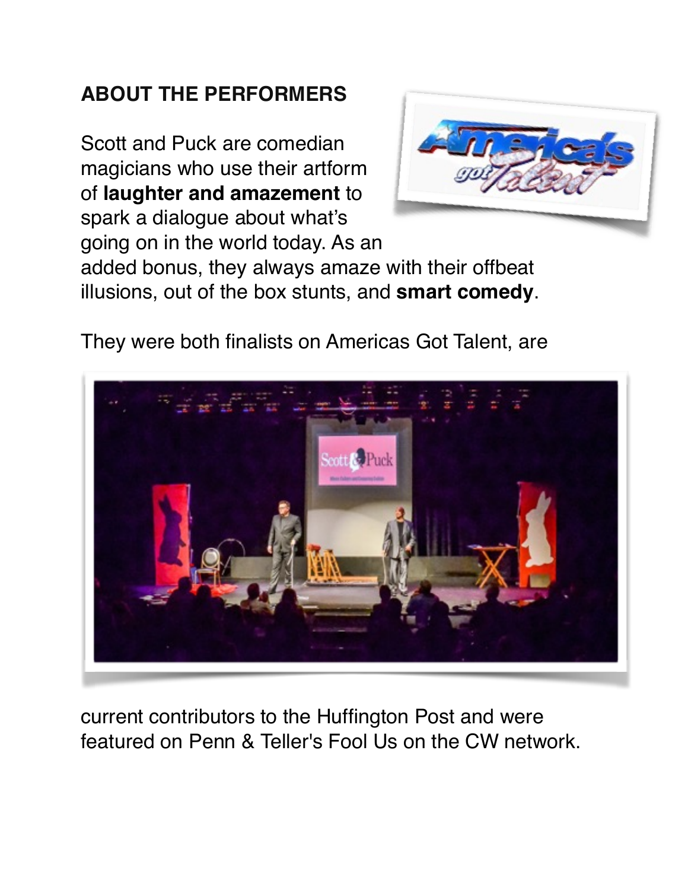## ABOUT THE PERFORMERS

Scott and Puck are comedian magicians who use their artform of **laughter and amazement** to spark a dialogue about what's going on in the world today. As an added bonus, they always amaze with their offbeat illusions, out of the box stunts, and **smart comedy**.

They were both finalists on Americas Got Talent, are current contributors to the Huffington Post and were featured on Penn & Teller's Fool Us on the CW network.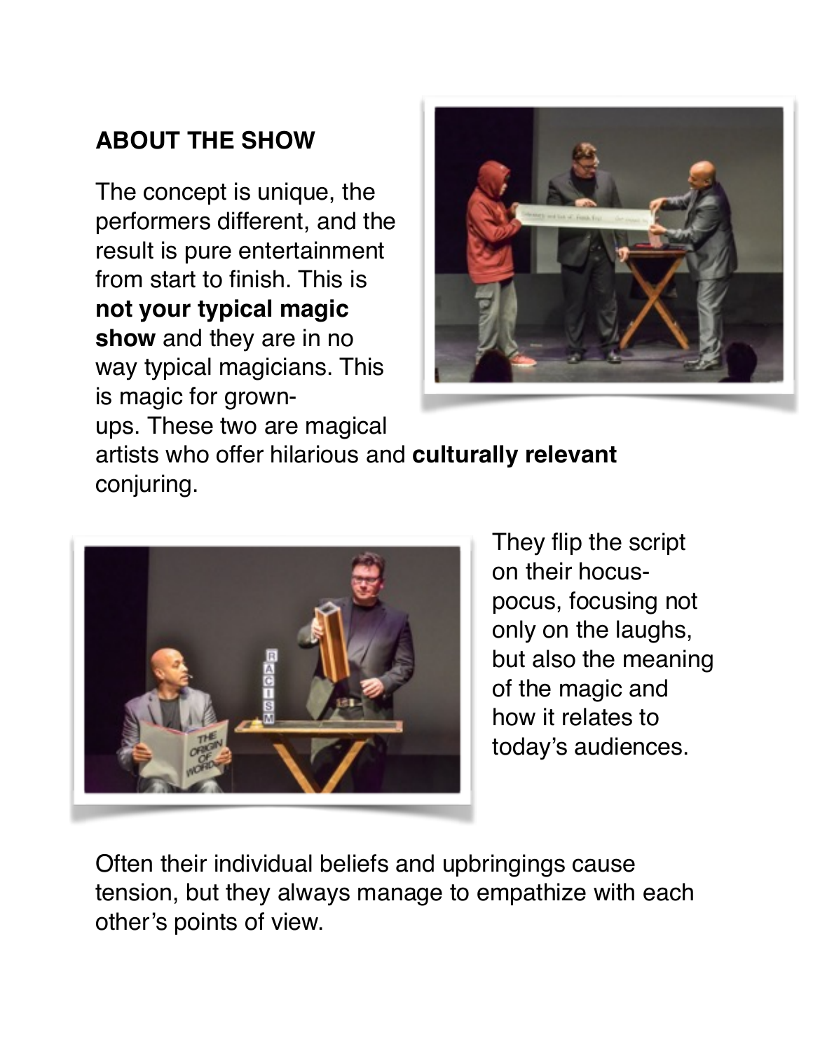## ABOUT THE SHOW

The concept is unique, the performers different, and the result is pure entertainment from start to finish. This is **not your typical magic show** and they are in no way typical magicians. This is magic for grown-ups. These two are magical artists who offer hilarious and **culturally relevant** conjuring.

They flip the script on their hocus-pocus, focusing not only on the laughs, but also the meaning of the magic and how it relates to today's audiences.

Often their individual beliefs and upbringings cause tension, but they always manage to empathize with each other's points of view.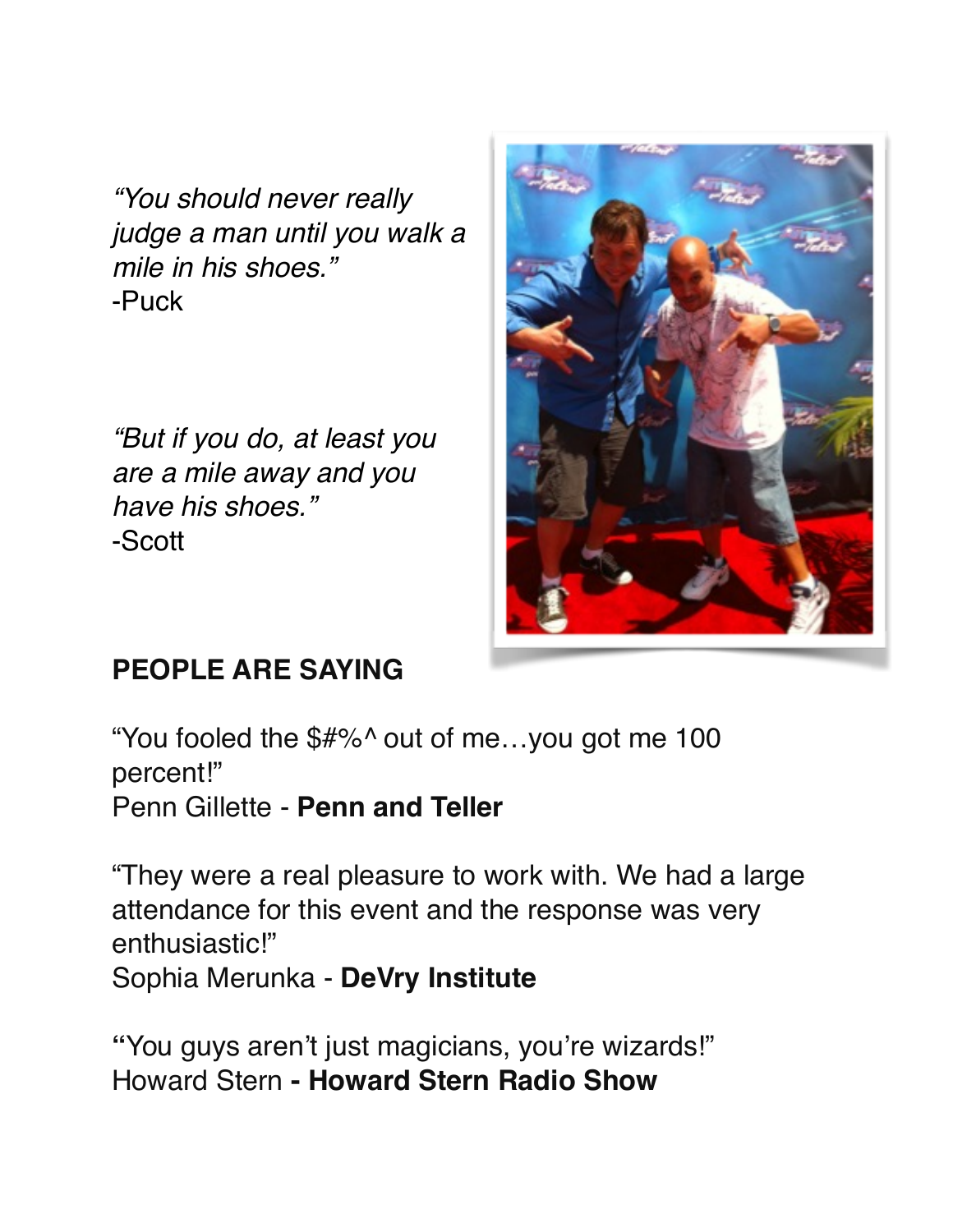*"You should never really judge a man until you walk a mile in his shoes."*
-Puck

*"But if you do, at least you are a mile away and you have his shoes."*
-Scott

**PEOPLE ARE SAYING**

"You fooled the $#%^ out of me…you got me 100 percent!"
Penn Gillette - **Penn and Teller**

"They were a real pleasure to work with. We had a large attendance for this event and the response was very enthusiastic!"
Sophia Merunka - **DeVry Institute**

**"**You guys aren't just magicians, you're wizards!"
Howard Stern **- Howard Stern Radio Show**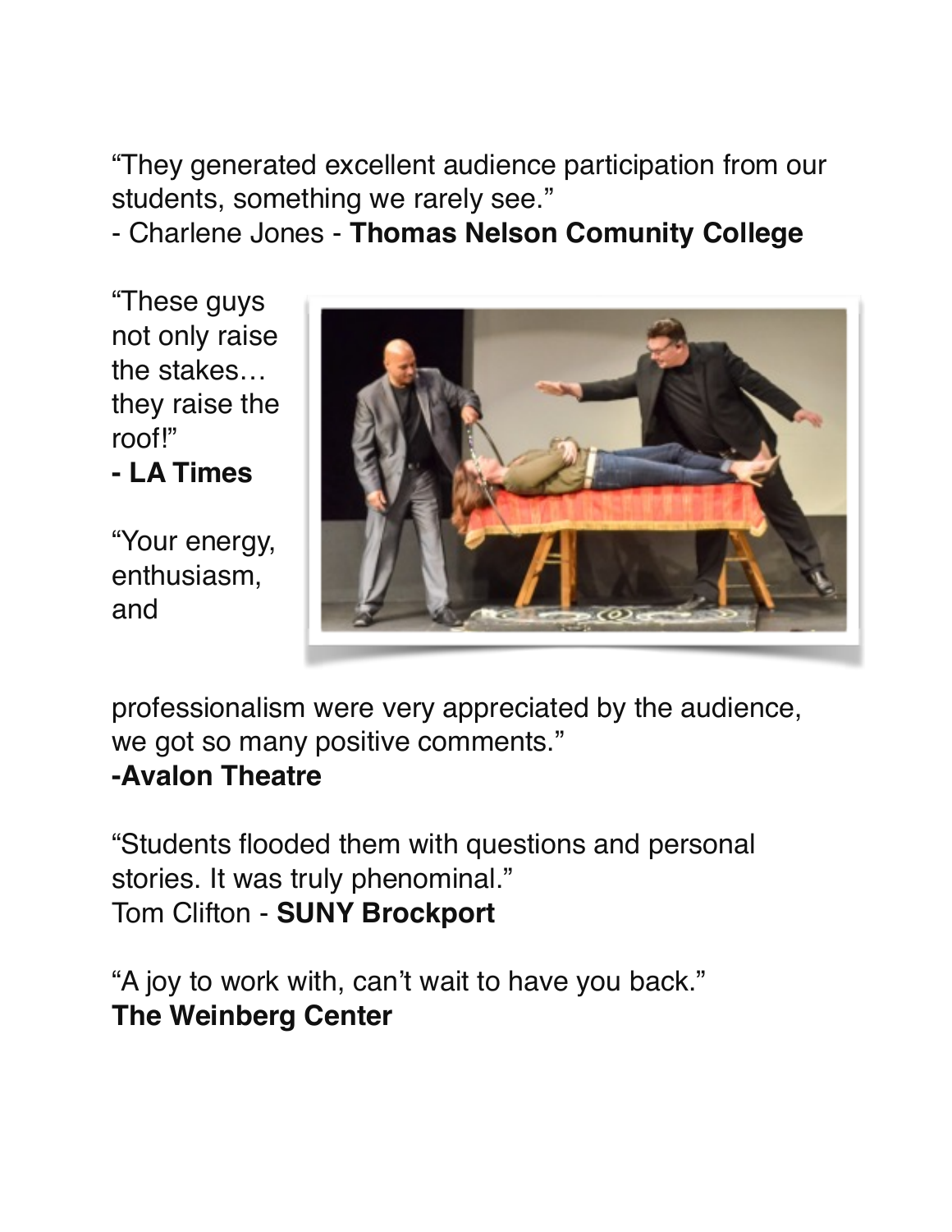“They generated excellent audience participation from our students, something we rarely see.”
- Charlene Jones - **Thomas Nelson Comunity College**

“These guys not only raise the stakes… they raise the roof!”
**- LA Times**

“Your energy, enthusiasm, and professionalism were very appreciated by the audience, we got so many positive comments.”
**-Avalon Theatre**

“Students flooded them with questions and personal stories. It was truly phenominal.”
Tom Clifton - **SUNY Brockport**

“A joy to work with, can’t wait to have you back.”
**The Weinberg Center**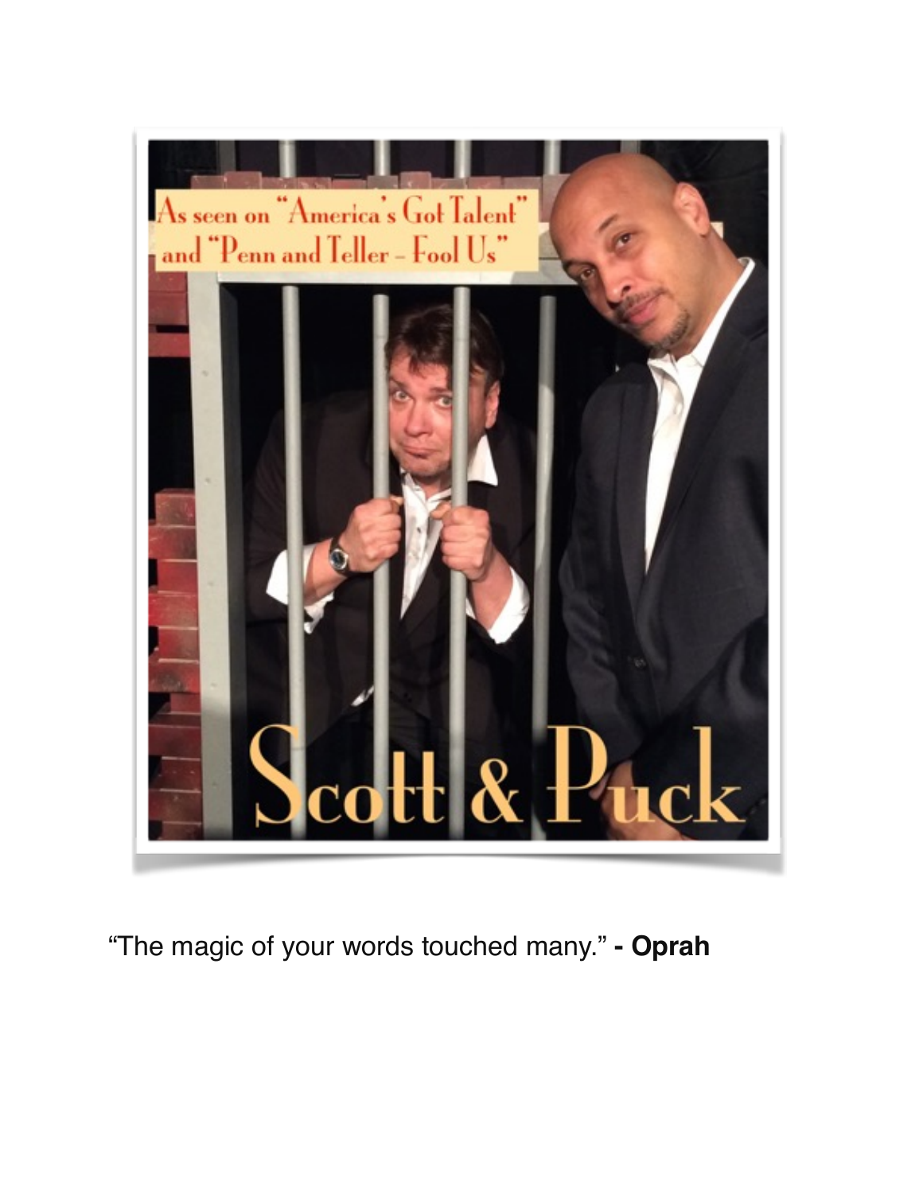As seen on "America's Got Talent" and "Penn and Teller – Fool Us"

Scott & Puck

"The magic of your words touched many." **- Oprah**